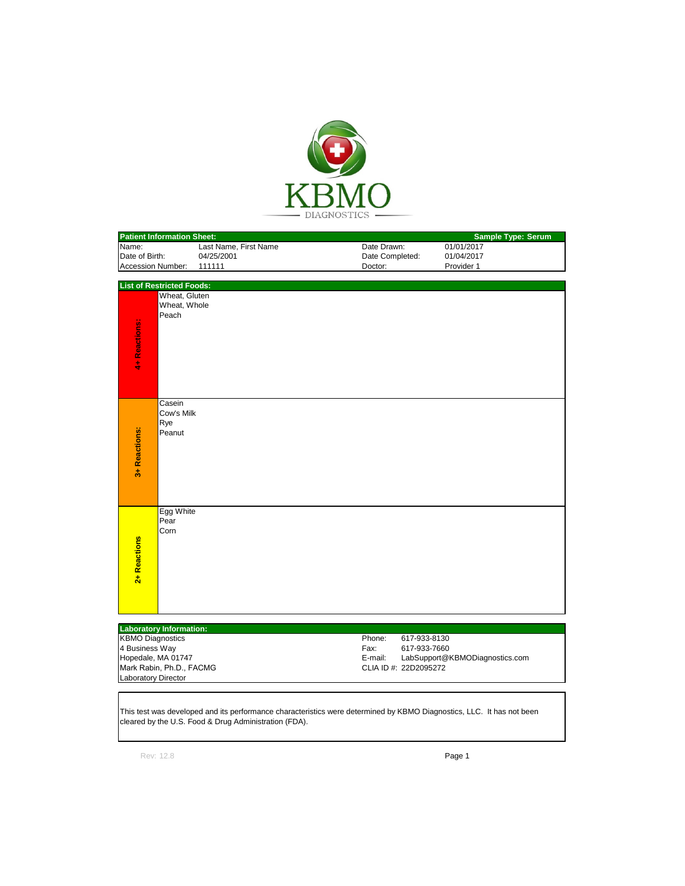# KBMO DIAGNOSTICS

| **Patient Information Sheet:** | | | **Sample Type: Serum** |
|---|---|---|---|
| Name: | Last Name, First Name | Date Drawn: | 01/01/2017 |
| Date of Birth: | 04/25/2001 | Date Completed: | 01/04/2017 |
| Accession Number: | 111111 | Doctor: | Provider 1 |

## List of Restricted Foods:

| Reaction Level | Foods |
|---|---|
| **4+ Reactions:** | Wheat, Gluten<br>Wheat, Whole<br>Peach |
| **3+ Reactions:** | Casein<br>Cow's Milk<br>Rye<br>Peanut |
| **2+ Reactions** | Egg White<br>Pear<br>Corn |

## Laboratory Information:

| | | |
|---|---|---|
| KBMO Diagnostics | Phone: | 617-933-8130 |
| 4 Business Way | Fax: | 617-933-7660 |
| Hopedale, MA 01747 | E-mail: | LabSupport@KBMODiagnostics.com |
| Mark Rabin, Ph.D., FACMG | CLIA ID #: | 22D2095272 |
| Laboratory Director | | |

This test was developed and its performance characteristics were determined by KBMO Diagnostics, LLC. It has not been cleared by the U.S. Food & Drug Administration (FDA).

Rev: 12.8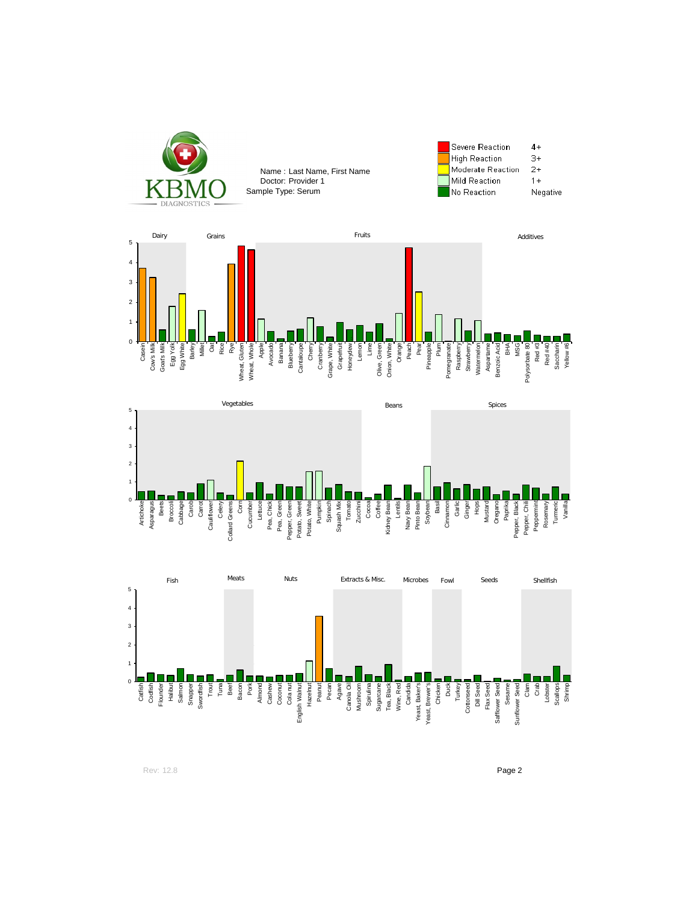KBMO DIAGNOSTICS

Name : Last Name, First Name
Doctor: Provider 1
Sample Type: Serum

| Legend | Level |
|---|---|
| Severe Reaction | 4+ |
| High Reaction | 3+ |
| Moderate Reaction | 2+ |
| Mild Reaction | 1+ |
| No Reaction | Negative |

Dairy | Grains | Fruits | Additives

Casein, Cow's Milk, Goats Milk, Egg Yolk, Egg White, Barley, Millet, Oat, Rice, Rye, Wheat, Gluten, Wheat, Whole, Apple, Avocado, Banana, Blueberry, Cantaloupe, Cherry, Cranberry, Grape, White, Grapefruit, Honeydew, Lemon, Lime, Olive, Green, Onion, White, Orange, Peach, Pear, Pineapple, Plum, Pomegranate, Raspberry, Strawberry, Watermelon, Aspartame, Benzoic Acid, BHA, MSG, Polysorbate 80, Red #3, Red #40, Saccharin, Yellow #6

Vegetables | Beans | Spices

Artichoke, Asparagus, Beets, Broccoli, Cabbage, Carob, Carrot, Cauliflower, Celery, Collard Greens, Corn, Cucumber, Lettuce, Pea, Chick, Pea, Green, Pepper, Green, Potato, Sweet, Potato, White, Pumpkin, Spinach, Squash Mix, Tomato, Zucchini, Cocoa, Coffee, Kidney Bean, Lentils, Navy Bean, Pinto Bean, Soybean, Basil, Cinnamon, Garlic, Ginger, Hops, Mustard, Oregano, Paprika, Pepper, Black, Pepper, Chili, Peppermint, Rosemary, Turmeric, Vanilla

Fish | Meats | Nuts | Extracts & Misc. | Microbes | Fowl | Seeds | Shellfish

Catfish, Codfish, Flounder, Halibut, Salmon, Snapper, Swordfish, Trout, Tuna, Beef, Bacon, Pork, Almond, Cashew, Coconut, Cola nut, English Walnut, Hazelnut, Peanut, Pecan, Agave, Canola Oil, Mushroom, Spirulina, Sugarcane, Tea, Black, Wine, Red, Candida, Yeast, Baker's, Yeast, Brewer's, Chicken, Duck, Turkey, Cottonseed, Dill Seed, Flax Seed, Safflower Seed, Sesame, Sunflower Seed, Clam, Crab, Lobster, Scallops, Shrimp

Rev: 12.8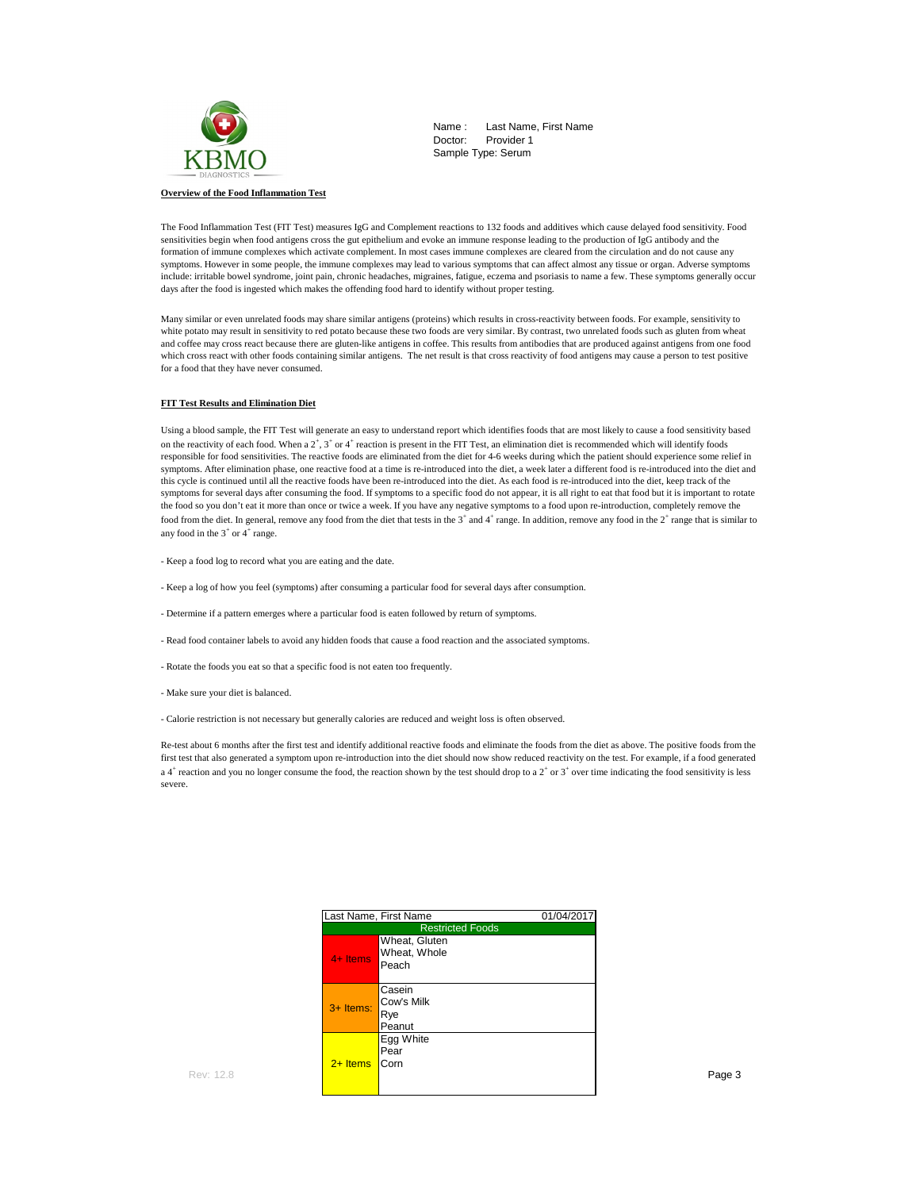Name : Last Name, First Name
Doctor: Provider 1
Sample Type: Serum

**Overview of the Food Inflammation Test**

The Food Inflammation Test (FIT Test) measures IgG and Complement reactions to 132 foods and additives which cause delayed food sensitivity. Food sensitivities begin when food antigens cross the gut epithelium and evoke an immune response leading to the production of IgG antibody and the formation of immune complexes which activate complement. In most cases immune complexes are cleared from the circulation and do not cause any symptoms. However in some people, the immune complexes may lead to various symptoms that can affect almost any tissue or organ. Adverse symptoms include: irritable bowel syndrome, joint pain, chronic headaches, migraines, fatigue, eczema and psoriasis to name a few. These symptoms generally occur days after the food is ingested which makes the offending food hard to identify without proper testing.

Many similar or even unrelated foods may share similar antigens (proteins) which results in cross-reactivity between foods. For example, sensitivity to white potato may result in sensitivity to red potato because these two foods are very similar. By contrast, two unrelated foods such as gluten from wheat and coffee may cross react because there are gluten-like antigens in coffee. This results from antibodies that are produced against antigens from one food which cross react with other foods containing similar antigens. The net result is that cross reactivity of food antigens may cause a person to test positive for a food that they have never consumed.

**FIT Test Results and Elimination Diet**

Using a blood sample, the FIT Test will generate an easy to understand report which identifies foods that are most likely to cause a food sensitivity based on the reactivity of each food. When a $2^+$, $3^+$ or $4^+$ reaction is present in the FIT Test, an elimination diet is recommended which will identify foods responsible for food sensitivities. The reactive foods are eliminated from the diet for 4-6 weeks during which the patient should experience some relief in symptoms. After elimination phase, one reactive food at a time is re-introduced into the diet, a week later a different food is re-introduced into the diet and this cycle is continued until all the reactive foods have been re-introduced into the diet. As each food is re-introduced into the diet, keep track of the symptoms for several days after consuming the food. If symptoms to a specific food do not appear, it is all right to eat that food but it is important to rotate the food so you don't eat it more than once or twice a week. If you have any negative symptoms to a food upon re-introduction, completely remove the food from the diet. In general, remove any food from the diet that tests in the $3^+$ and $4^+$ range. In addition, remove any food in the $2^+$ range that is similar to any food in the $3^+$ or $4^+$ range.

- Keep a food log to record what you are eating and the date.

- Keep a log of how you feel (symptoms) after consuming a particular food for several days after consumption.

- Determine if a pattern emerges where a particular food is eaten followed by return of symptoms.

- Read food container labels to avoid any hidden foods that cause a food reaction and the associated symptoms.

- Rotate the foods you eat so that a specific food is not eaten too frequently.

- Make sure your diet is balanced.

- Calorie restriction is not necessary but generally calories are reduced and weight loss is often observed.

Re-test about 6 months after the first test and identify additional reactive foods and eliminate the foods from the diet as above. The positive foods from the first test that also generated a symptom upon re-introduction into the diet should now show reduced reactivity on the test. For example, if a food generated a $4^+$ reaction and you no longer consume the food, the reaction shown by the test should drop to a $2^+$ or $3^+$ over time indicating the food sensitivity is less severe.

| Last Name, First Name | 01/04/2017 |
|---|---|
| Restricted Foods | |
| 4+ Items | Wheat, Gluten<br>Wheat, Whole<br>Peach |
| 3+ Items: | Casein<br>Cow's Milk<br>Rye<br>Peanut |
| 2+ Items | Egg White<br>Pear<br>Corn |

Rev: 12.8